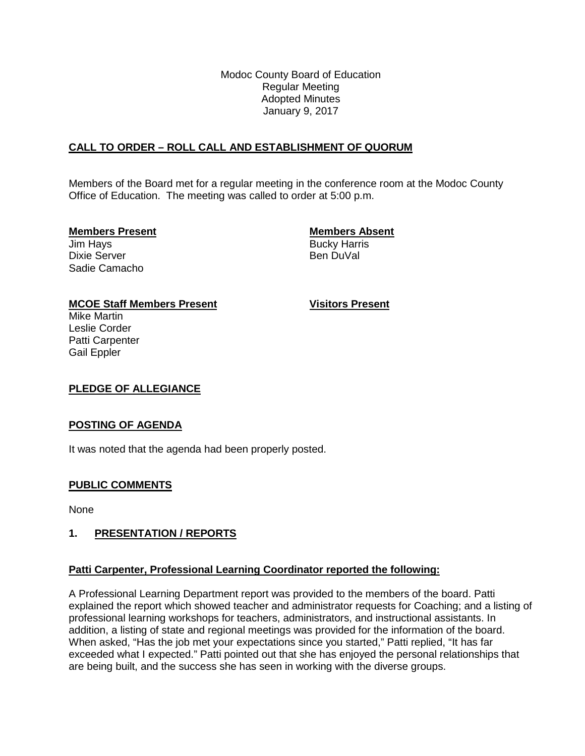Modoc County Board of Education
Regular Meeting
Adopted Minutes
January 9, 2017

## **CALL TO ORDER – ROLL CALL AND ESTABLISHMENT OF QUORUM**

Members of the Board met for a regular meeting in the conference room at the Modoc County Office of Education. The meeting was called to order at 5:00 p.m.

**Members Present**
Jim Hays
Dixie Server
Sadie Camacho

**Members Absent**
Bucky Harris
Ben DuVal

**MCOE Staff Members Present**
Mike Martin
Leslie Corder
Patti Carpenter
Gail Eppler

**Visitors Present**

## **PLEDGE OF ALLEGIANCE**

## **POSTING OF AGENDA**

It was noted that the agenda had been properly posted.

## **PUBLIC COMMENTS**

None

## **1. PRESENTATION / REPORTS**

### **Patti Carpenter, Professional Learning Coordinator reported the following:**

A Professional Learning Department report was provided to the members of the board. Patti explained the report which showed teacher and administrator requests for Coaching; and a listing of professional learning workshops for teachers, administrators, and instructional assistants. In addition, a listing of state and regional meetings was provided for the information of the board. When asked, "Has the job met your expectations since you started," Patti replied, "It has far exceeded what I expected." Patti pointed out that she has enjoyed the personal relationships that are being built, and the success she has seen in working with the diverse groups.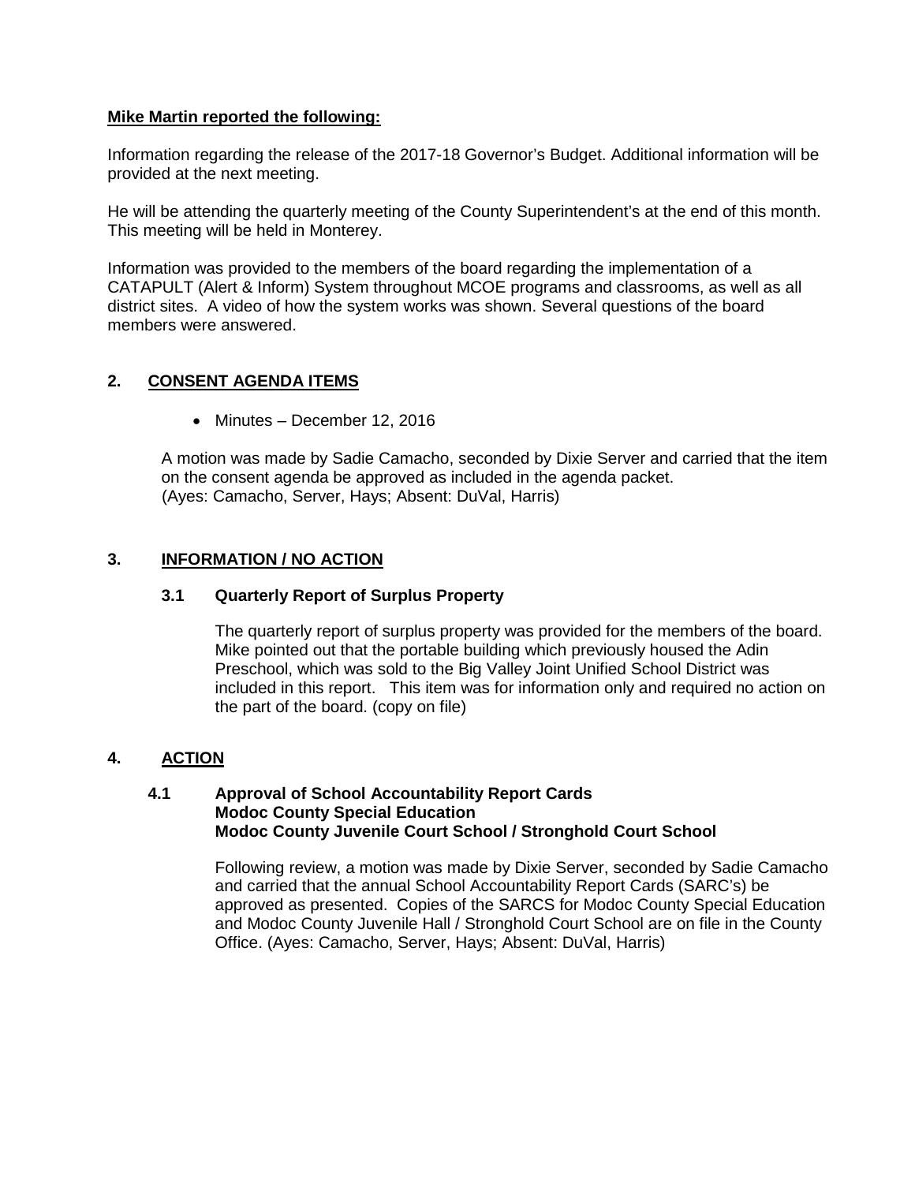**Mike Martin reported the following:**

Information regarding the release of the 2017-18 Governor's Budget. Additional information will be provided at the next meeting.

He will be attending the quarterly meeting of the County Superintendent's at the end of this month. This meeting will be held in Monterey.

Information was provided to the members of the board regarding the implementation of a CATAPULT (Alert & Inform) System throughout MCOE programs and classrooms, as well as all district sites. A video of how the system works was shown. Several questions of the board members were answered.

## 2. CONSENT AGENDA ITEMS

- Minutes – December 12, 2016

A motion was made by Sadie Camacho, seconded by Dixie Server and carried that the item on the consent agenda be approved as included in the agenda packet. (Ayes: Camacho, Server, Hays; Absent: DuVal, Harris)

## 3. INFORMATION / NO ACTION

### 3.1 Quarterly Report of Surplus Property

The quarterly report of surplus property was provided for the members of the board. Mike pointed out that the portable building which previously housed the Adin Preschool, which was sold to the Big Valley Joint Unified School District was included in this report. This item was for information only and required no action on the part of the board. (copy on file)

## 4. ACTION

### 4.1 Approval of School Accountability Report Cards
### Modoc County Special Education
### Modoc County Juvenile Court School / Stronghold Court School

Following review, a motion was made by Dixie Server, seconded by Sadie Camacho and carried that the annual School Accountability Report Cards (SARC's) be approved as presented. Copies of the SARCS for Modoc County Special Education and Modoc County Juvenile Hall / Stronghold Court School are on file in the County Office. (Ayes: Camacho, Server, Hays; Absent: DuVal, Harris)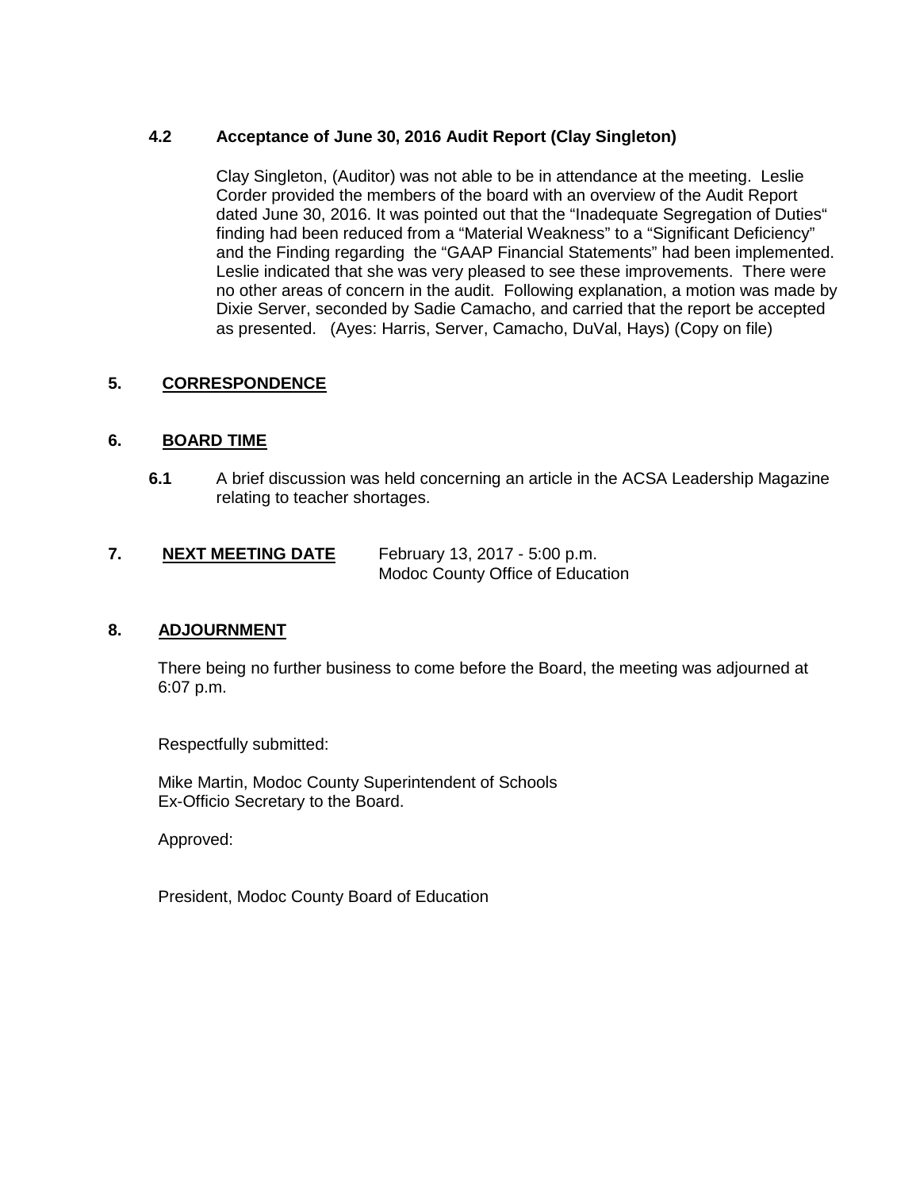### 4.2 Acceptance of June 30, 2016 Audit Report (Clay Singleton)

Clay Singleton, (Auditor) was not able to be in attendance at the meeting. Leslie Corder provided the members of the board with an overview of the Audit Report dated June 30, 2016. It was pointed out that the "Inadequate Segregation of Duties" finding had been reduced from a "Material Weakness" to a "Significant Deficiency" and the Finding regarding the "GAAP Financial Statements" had been implemented. Leslie indicated that she was very pleased to see these improvements. There were no other areas of concern in the audit. Following explanation, a motion was made by Dixie Server, seconded by Sadie Camacho, and carried that the report be accepted as presented. (Ayes: Harris, Server, Camacho, DuVal, Hays) (Copy on file)

## 5. CORRESPONDENCE

## 6. BOARD TIME

**6.1** A brief discussion was held concerning an article in the ACSA Leadership Magazine relating to teacher shortages.

## 7. NEXT MEETING DATE

February 13, 2017 - 5:00 p.m.
Modoc County Office of Education

## 8. ADJOURNMENT

There being no further business to come before the Board, the meeting was adjourned at 6:07 p.m.

Respectfully submitted:

Mike Martin, Modoc County Superintendent of Schools
Ex-Officio Secretary to the Board.

Approved:

President, Modoc County Board of Education